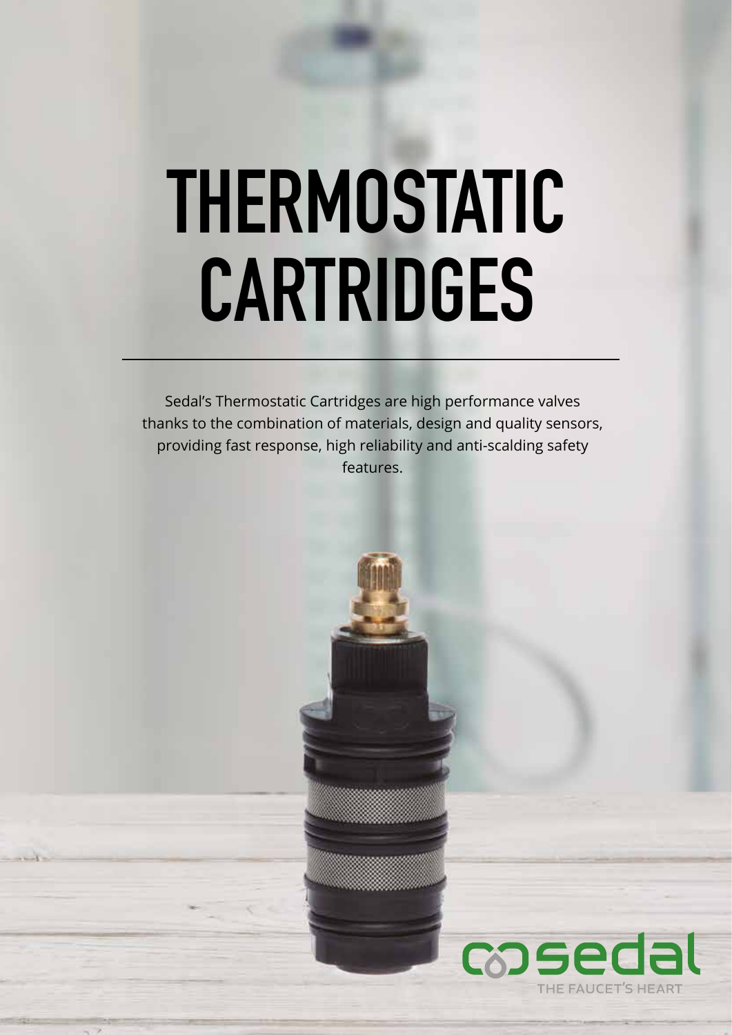# THERMOSTATIC CARTRIDGES

Sedal's Thermostatic Cartridges are high performance valves thanks to the combination of materials, design and quality sensors, providing fast response, high reliability and anti-scalding safety features.

sedal
THE FAUCET'S HEART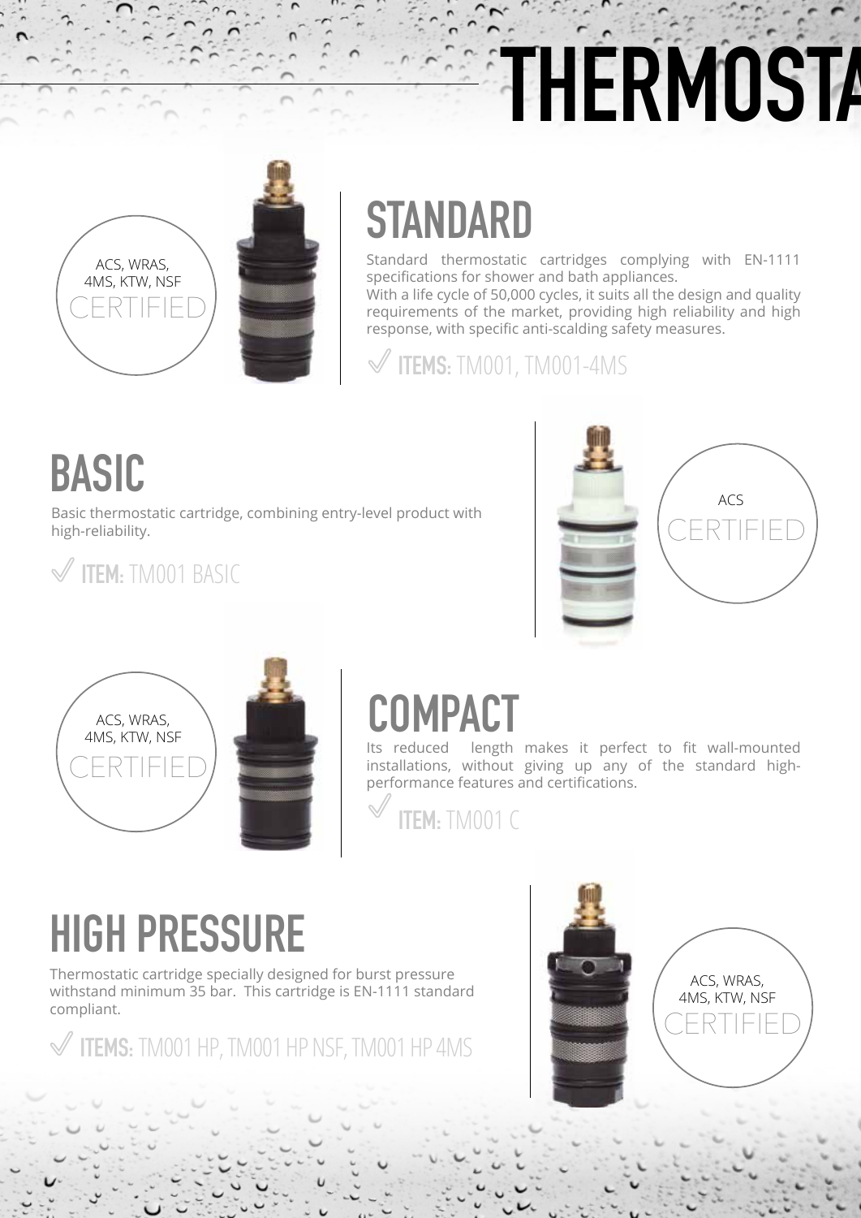# THERMOSTA

ACS, WRAS, 4MS, KTW, NSF CERTIFIED

## STANDARD

Standard thermostatic cartridges complying with EN-1111 specifications for shower and bath appliances.
With a life cycle of 50,000 cycles, it suits all the design and quality requirements of the market, providing high reliability and high response, with specific anti-scalding safety measures.

**ITEMS:** TM001, TM001-4MS

## BASIC

Basic thermostatic cartridge, combining entry-level product with high-reliability.

**ITEM:** TM001 BASIC

ACS CERTIFIED

ACS, WRAS, 4MS, KTW, NSF CERTIFIED

## COMPACT

Its reduced length makes it perfect to fit wall-mounted installations, without giving up any of the standard high-performance features and certifications.

**ITEM:** TM001 C

## HIGH PRESSURE

Thermostatic cartridge specially designed for burst pressure withstand minimum 35 bar. This cartridge is EN-1111 standard compliant.

**ITEMS:** TM001 HP, TM001 HP NSF, TM001 HP 4MS

ACS, WRAS, 4MS, KTW, NSF CERTIFIED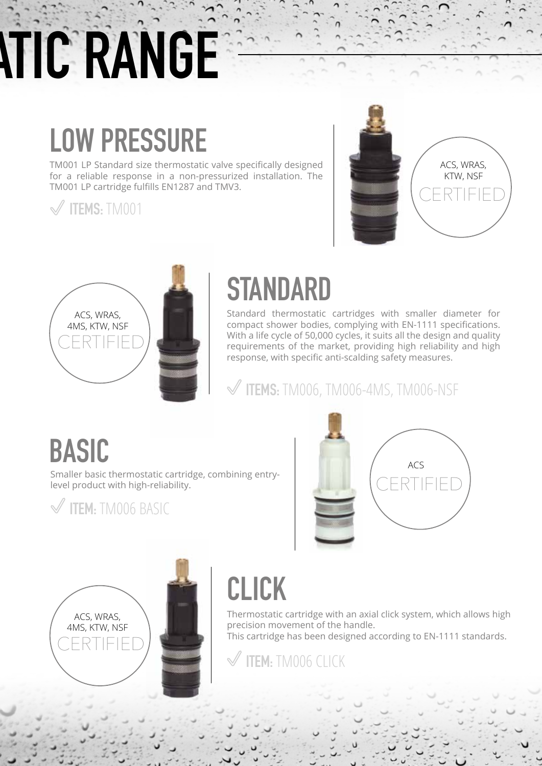# ATIC RANGE

## LOW PRESSURE

TM001 LP Standard size thermostatic valve specifically designed for a reliable response in a non-pressurized installation. The TM001 LP cartridge fulfills EN1287 and TMV3.

✓ **ITEMS:** TM001

ACS, WRAS, KTW, NSF CERTIFIED

## STANDARD

ACS, WRAS, 4MS, KTW, NSF CERTIFIED

Standard thermostatic cartridges with smaller diameter for compact shower bodies, complying with EN-1111 specifications. With a life cycle of 50,000 cycles, it suits all the design and quality requirements of the market, providing high reliability and high response, with specific anti-scalding safety measures.

✓ **ITEMS:** TM006, TM006-4MS, TM006-NSF

## BASIC

Smaller basic thermostatic cartridge, combining entry-level product with high-reliability.

✓ **ITEM:** TM006 BASIC

ACS CERTIFIED

## CLICK

ACS, WRAS, 4MS, KTW, NSF CERTIFIED

Thermostatic cartridge with an axial click system, which allows high precision movement of the handle.
This cartridge has been designed according to EN-1111 standards.

✓ **ITEM:** TM006 CLICK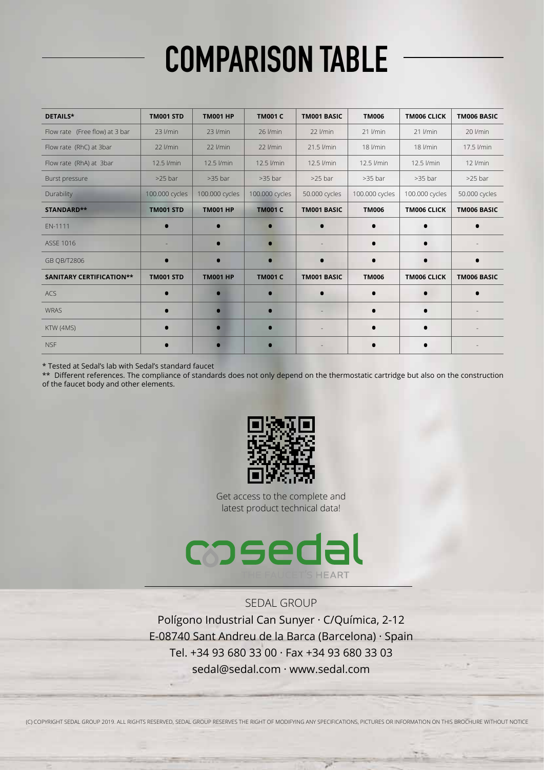# COMPARISON TABLE

| DETAILS* | TM001 STD | TM001 HP | TM001 C | TM001 BASIC | TM006 | TM006 CLICK | TM006 BASIC |
|---|---|---|---|---|---|---|---|
| Flow rate (Free flow) at 3 bar | 23 l/min | 23 l/min | 26 l/min | 22 l/min | 21 l/min | 21 l/min | 20 l/min |
| Flow rate (RhC) at 3bar | 22 l/min | 22 l/min | 22 l/min | 21.5 l/min | 18 l/min | 18 l/min | 17.5 l/min |
| Flow rate (RhA) at 3bar | 12.5 l/min | 12.5 l/min | 12.5 l/min | 12.5 l/min | 12.5 l/min | 12.5 l/min | 12 l/min |
| Burst pressure | >25 bar | >35 bar | >35 bar | >25 bar | >35 bar | >35 bar | >25 bar |
| Durability | 100.000 cycles | 100.000 cycles | 100.000 cycles | 50.000 cycles | 100.000 cycles | 100.000 cycles | 50.000 cycles |
| **STANDARD**** | **TM001 STD** | **TM001 HP** | **TM001 C** | **TM001 BASIC** | **TM006** | **TM006 CLICK** | **TM006 BASIC** |
| EN-1111 | ● | ● | ● | ● | ● | ● | ● |
| ASSE 1016 | - | ● | ● | - | ● | ● | - |
| GB QB/T2806 | ● | ● | ● | ● | ● | ● | ● |
| **SANITARY CERTIFICATION**** | **TM001 STD** | **TM001 HP** | **TM001 C** | **TM001 BASIC** | **TM006** | **TM006 CLICK** | **TM006 BASIC** |
| ACS | ● | ● | ● | ● | ● | ● | ● |
| WRAS | ● | ● | ● | - | ● | ● | - |
| KTW (4MS) | ● | ● | ● | - | ● | ● | - |
| NSF | ● | ● | ● | - | ● | ● | - |

* Tested at Sedal's lab with Sedal's standard faucet

** Different references. The compliance of standards does not only depend on the thermostatic cartridge but also on the construction of the faucet body and other elements.

Get access to the complete and latest product technical data!

sedal
THE FAUCET'S HEART

SEDAL GROUP

Polígono Industrial Can Sunyer · C/Química, 2-12

E-08740 Sant Andreu de la Barca (Barcelona) · Spain

Tel. +34 93 680 33 00 · Fax +34 93 680 33 03

sedal@sedal.com · www.sedal.com

(C) COPYRIGHT SEDAL GROUP 2019. ALL RIGHTS RESERVED, SEDAL GROUP RESERVES THE RIGHT OF MODIFYING ANY SPECIFICATIONS, PICTURES OR INFORMATION ON THIS BROCHURE WITHOUT NOTICE